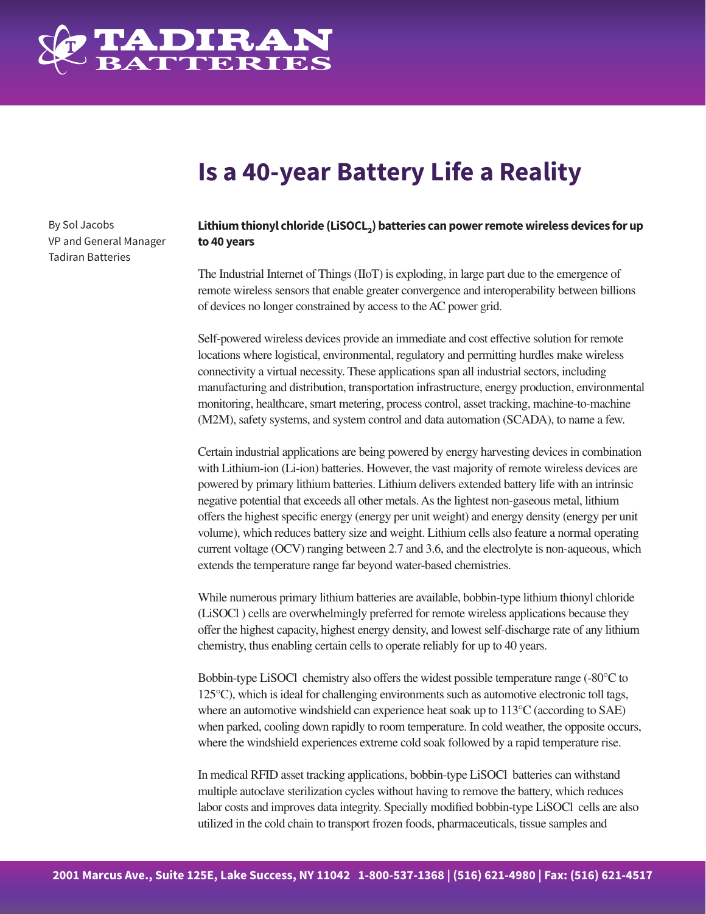# Is a 40-year Battery Life a Reality

By Sol Jacobs
VP and General Manager
Tadiran Batteries

**Lithium thionyl chloride ($LiSOCL_2$) batteries can power remote wireless devices for up to 40 years**

The Industrial Internet of Things (IIoT) is exploding, in large part due to the emergence of remote wireless sensors that enable greater convergence and interoperability between billions of devices no longer constrained by access to the AC power grid.

Self-powered wireless devices provide an immediate and cost effective solution for remote locations where logistical, environmental, regulatory and permitting hurdles make wireless connectivity a virtual necessity. These applications span all industrial sectors, including manufacturing and distribution, transportation infrastructure, energy production, environmental monitoring, healthcare, smart metering, process control, asset tracking, machine-to-machine (M2M), safety systems, and system control and data automation (SCADA), to name a few.

Certain industrial applications are being powered by energy harvesting devices in combination with Lithium-ion (Li-ion) batteries. However, the vast majority of remote wireless devices are powered by primary lithium batteries. Lithium delivers extended battery life with an intrinsic negative potential that exceeds all other metals. As the lightest non-gaseous metal, lithium offers the highest specific energy (energy per unit weight) and energy density (energy per unit volume), which reduces battery size and weight. Lithium cells also feature a normal operating current voltage (OCV) ranging between 2.7 and 3.6, and the electrolyte is non-aqueous, which extends the temperature range far beyond water-based chemistries.

While numerous primary lithium batteries are available, bobbin-type lithium thionyl chloride (LiSOCl ) cells are overwhelmingly preferred for remote wireless applications because they offer the highest capacity, highest energy density, and lowest self-discharge rate of any lithium chemistry, thus enabling certain cells to operate reliably for up to 40 years.

Bobbin-type LiSOCl chemistry also offers the widest possible temperature range (-80°C to 125°C), which is ideal for challenging environments such as automotive electronic toll tags, where an automotive windshield can experience heat soak up to 113°C (according to SAE) when parked, cooling down rapidly to room temperature. In cold weather, the opposite occurs, where the windshield experiences extreme cold soak followed by a rapid temperature rise.

In medical RFID asset tracking applications, bobbin-type LiSOCl batteries can withstand multiple autoclave sterilization cycles without having to remove the battery, which reduces labor costs and improves data integrity. Specially modified bobbin-type LiSOCl cells are also utilized in the cold chain to transport frozen foods, pharmaceuticals, tissue samples and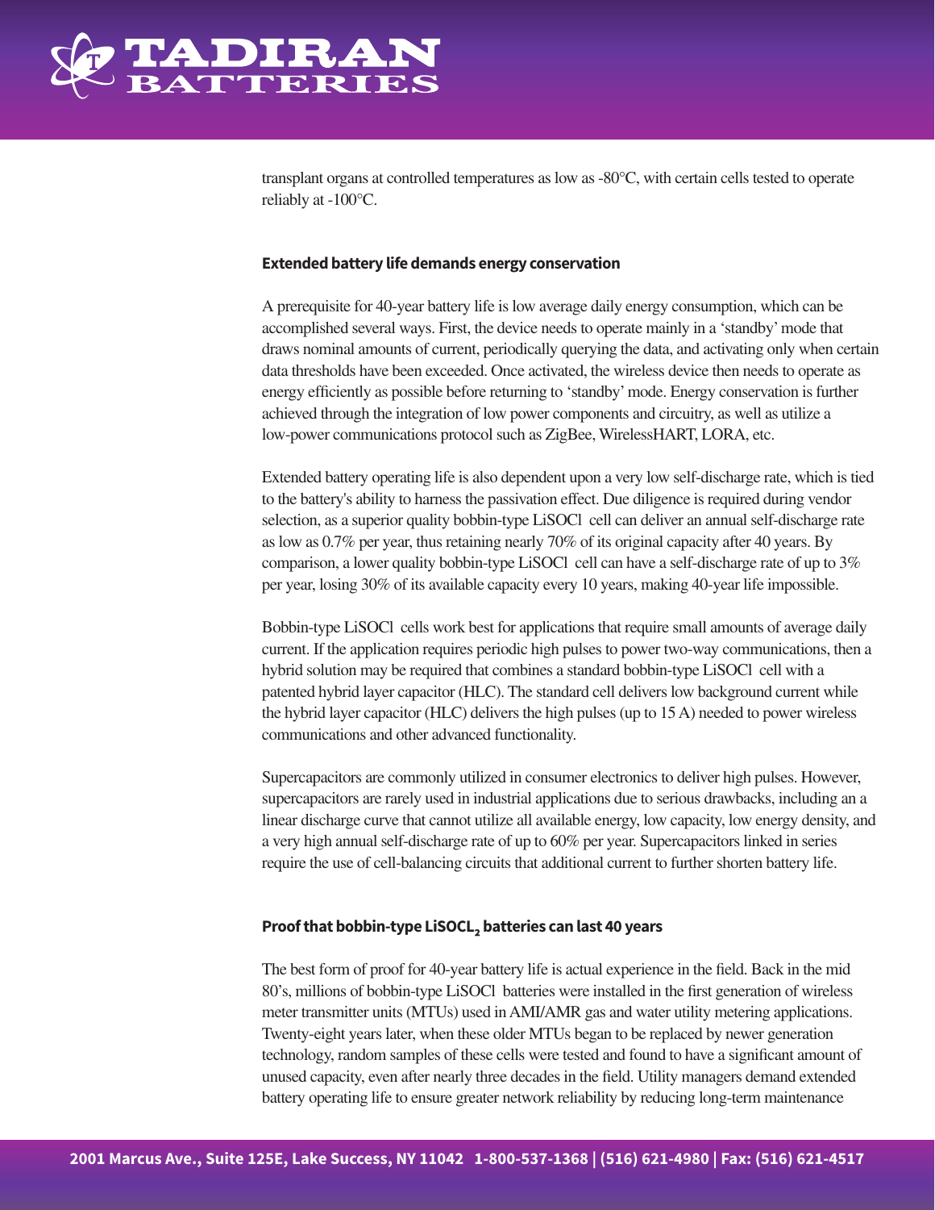transplant organs at controlled temperatures as low as -80°C, with certain cells tested to operate reliably at -100°C.

## Extended battery life demands energy conservation

A prerequisite for 40-year battery life is low average daily energy consumption, which can be accomplished several ways. First, the device needs to operate mainly in a 'standby' mode that draws nominal amounts of current, periodically querying the data, and activating only when certain data thresholds have been exceeded. Once activated, the wireless device then needs to operate as energy efficiently as possible before returning to 'standby' mode. Energy conservation is further achieved through the integration of low power components and circuitry, as well as utilize a low-power communications protocol such as ZigBee, WirelessHART, LORA, etc.

Extended battery operating life is also dependent upon a very low self-discharge rate, which is tied to the battery's ability to harness the passivation effect. Due diligence is required during vendor selection, as a superior quality bobbin-type LiSOCl cell can deliver an annual self-discharge rate as low as 0.7% per year, thus retaining nearly 70% of its original capacity after 40 years. By comparison, a lower quality bobbin-type LiSOCl cell can have a self-discharge rate of up to 3% per year, losing 30% of its available capacity every 10 years, making 40-year life impossible.

Bobbin-type LiSOCl cells work best for applications that require small amounts of average daily current. If the application requires periodic high pulses to power two-way communications, then a hybrid solution may be required that combines a standard bobbin-type LiSOCl cell with a patented hybrid layer capacitor (HLC). The standard cell delivers low background current while the hybrid layer capacitor (HLC) delivers the high pulses (up to 15 A) needed to power wireless communications and other advanced functionality.

Supercapacitors are commonly utilized in consumer electronics to deliver high pulses. However, supercapacitors are rarely used in industrial applications due to serious drawbacks, including an a linear discharge curve that cannot utilize all available energy, low capacity, low energy density, and a very high annual self-discharge rate of up to 60% per year. Supercapacitors linked in series require the use of cell-balancing circuits that additional current to further shorten battery life.

## Proof that bobbin-type $LiSOCL_2$ batteries can last 40 years

The best form of proof for 40-year battery life is actual experience in the field. Back in the mid 80's, millions of bobbin-type LiSOCl batteries were installed in the first generation of wireless meter transmitter units (MTUs) used in AMI/AMR gas and water utility metering applications. Twenty-eight years later, when these older MTUs began to be replaced by newer generation technology, random samples of these cells were tested and found to have a significant amount of unused capacity, even after nearly three decades in the field. Utility managers demand extended battery operating life to ensure greater network reliability by reducing long-term maintenance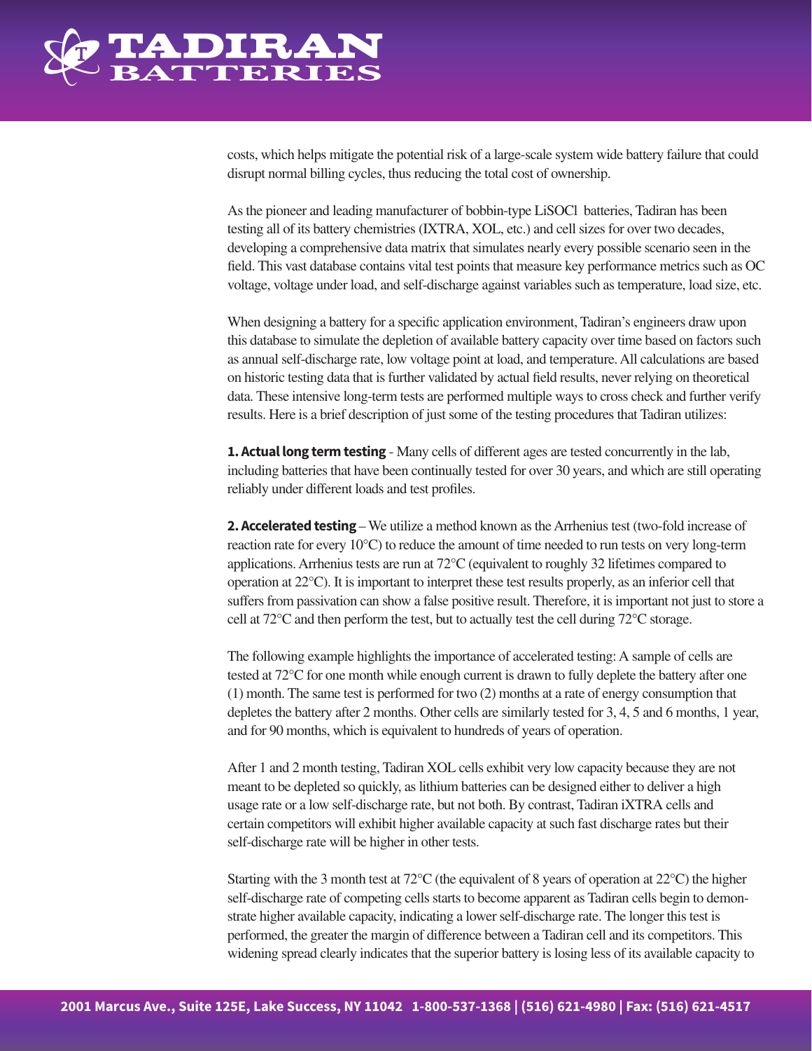costs, which helps mitigate the potential risk of a large-scale system wide battery failure that could disrupt normal billing cycles, thus reducing the total cost of ownership.

As the pioneer and leading manufacturer of bobbin-type LiSOCl batteries, Tadiran has been testing all of its battery chemistries (IXTRA, XOL, etc.) and cell sizes for over two decades, developing a comprehensive data matrix that simulates nearly every possible scenario seen in the field. This vast database contains vital test points that measure key performance metrics such as OC voltage, voltage under load, and self-discharge against variables such as temperature, load size, etc.

When designing a battery for a specific application environment, Tadiran's engineers draw upon this database to simulate the depletion of available battery capacity over time based on factors such as annual self-discharge rate, low voltage point at load, and temperature. All calculations are based on historic testing data that is further validated by actual field results, never relying on theoretical data. These intensive long-term tests are performed multiple ways to cross check and further verify results. Here is a brief description of just some of the testing procedures that Tadiran utilizes:

**1. Actual long term testing** - Many cells of different ages are tested concurrently in the lab, including batteries that have been continually tested for over 30 years, and which are still operating reliably under different loads and test profiles.

**2. Accelerated testing** – We utilize a method known as the Arrhenius test (two-fold increase of reaction rate for every 10°C) to reduce the amount of time needed to run tests on very long-term applications. Arrhenius tests are run at 72°C (equivalent to roughly 32 lifetimes compared to operation at 22°C). It is important to interpret these test results properly, as an inferior cell that suffers from passivation can show a false positive result. Therefore, it is important not just to store a cell at 72°C and then perform the test, but to actually test the cell during 72°C storage.

The following example highlights the importance of accelerated testing: A sample of cells are tested at 72°C for one month while enough current is drawn to fully deplete the battery after one (1) month. The same test is performed for two (2) months at a rate of energy consumption that depletes the battery after 2 months. Other cells are similarly tested for 3, 4, 5 and 6 months, 1 year, and for 90 months, which is equivalent to hundreds of years of operation.

After 1 and 2 month testing, Tadiran XOL cells exhibit very low capacity because they are not meant to be depleted so quickly, as lithium batteries can be designed either to deliver a high usage rate or a low self-discharge rate, but not both. By contrast, Tadiran iXTRA cells and certain competitors will exhibit higher available capacity at such fast discharge rates but their self-discharge rate will be higher in other tests.

Starting with the 3 month test at 72°C (the equivalent of 8 years of operation at 22°C) the higher self-discharge rate of competing cells starts to become apparent as Tadiran cells begin to demonstrate higher available capacity, indicating a lower self-discharge rate. The longer this test is performed, the greater the margin of difference between a Tadiran cell and its competitors. This widening spread clearly indicates that the superior battery is losing less of its available capacity to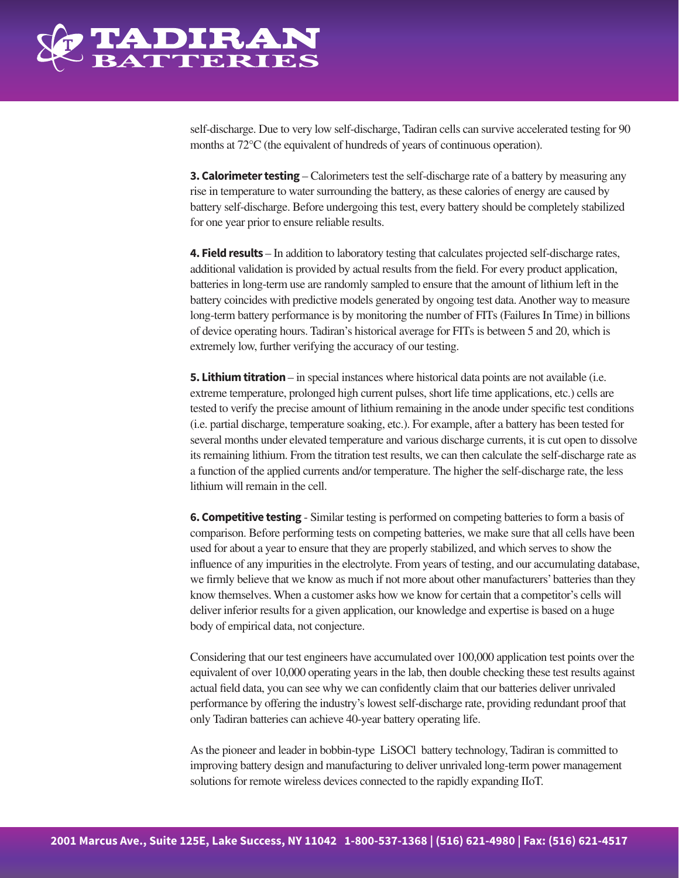self-discharge. Due to very low self-discharge, Tadiran cells can survive accelerated testing for 90 months at 72°C (the equivalent of hundreds of years of continuous operation).

**3. Calorimeter testing** – Calorimeters test the self-discharge rate of a battery by measuring any rise in temperature to water surrounding the battery, as these calories of energy are caused by battery self-discharge. Before undergoing this test, every battery should be completely stabilized for one year prior to ensure reliable results.

**4. Field results** – In addition to laboratory testing that calculates projected self-discharge rates, additional validation is provided by actual results from the field. For every product application, batteries in long-term use are randomly sampled to ensure that the amount of lithium left in the battery coincides with predictive models generated by ongoing test data. Another way to measure long-term battery performance is by monitoring the number of FITs (Failures In Time) in billions of device operating hours. Tadiran's historical average for FITs is between 5 and 20, which is extremely low, further verifying the accuracy of our testing.

**5. Lithium titration** – in special instances where historical data points are not available (i.e. extreme temperature, prolonged high current pulses, short life time applications, etc.) cells are tested to verify the precise amount of lithium remaining in the anode under specific test conditions (i.e. partial discharge, temperature soaking, etc.). For example, after a battery has been tested for several months under elevated temperature and various discharge currents, it is cut open to dissolve its remaining lithium. From the titration test results, we can then calculate the self-discharge rate as a function of the applied currents and/or temperature. The higher the self-discharge rate, the less lithium will remain in the cell.

**6. Competitive testing** - Similar testing is performed on competing batteries to form a basis of comparison. Before performing tests on competing batteries, we make sure that all cells have been used for about a year to ensure that they are properly stabilized, and which serves to show the influence of any impurities in the electrolyte. From years of testing, and our accumulating database, we firmly believe that we know as much if not more about other manufacturers' batteries than they know themselves. When a customer asks how we know for certain that a competitor's cells will deliver inferior results for a given application, our knowledge and expertise is based on a huge body of empirical data, not conjecture.

Considering that our test engineers have accumulated over 100,000 application test points over the equivalent of over 10,000 operating years in the lab, then double checking these test results against actual field data, you can see why we can confidently claim that our batteries deliver unrivaled performance by offering the industry's lowest self-discharge rate, providing redundant proof that only Tadiran batteries can achieve 40-year battery operating life.

As the pioneer and leader in bobbin-type $LiSOCl_2$ battery technology, Tadiran is committed to improving battery design and manufacturing to deliver unrivaled long-term power management solutions for remote wireless devices connected to the rapidly expanding IIoT.

**2001 Marcus Ave., Suite 125E, Lake Success, NY 11042 1-800-537-1368 | (516) 621-4980 | Fax: (516) 621-4517**